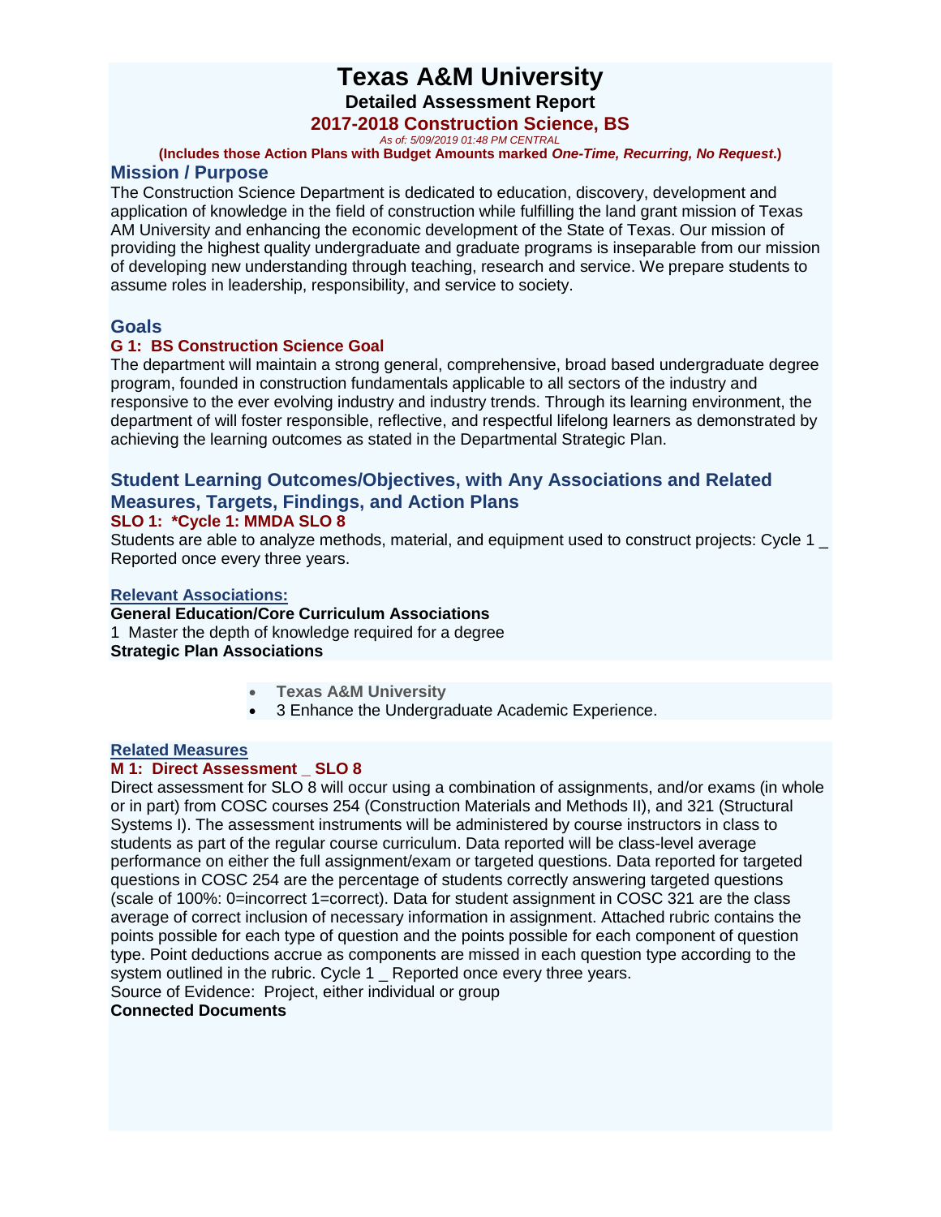# Texas A&M University

## Detailed Assessment Report

## 2017-2018 Construction Science, BS

*As of: 5/09/2019 01:48 PM CENTRAL*

**(Includes those Action Plans with Budget Amounts marked *One-Time, Recurring, No Request*.)**

## Mission / Purpose

The Construction Science Department is dedicated to education, discovery, development and application of knowledge in the field of construction while fulfilling the land grant mission of Texas AM University and enhancing the economic development of the State of Texas. Our mission of providing the highest quality undergraduate and graduate programs is inseparable from our mission of developing new understanding through teaching, research and service. We prepare students to assume roles in leadership, responsibility, and service to society.

## Goals

### G 1: BS Construction Science Goal

The department will maintain a strong general, comprehensive, broad based undergraduate degree program, founded in construction fundamentals applicable to all sectors of the industry and responsive to the ever evolving industry and industry trends. Through its learning environment, the department of will foster responsible, reflective, and respectful lifelong learners as demonstrated by achieving the learning outcomes as stated in the Departmental Strategic Plan.

## Student Learning Outcomes/Objectives, with Any Associations and Related Measures, Targets, Findings, and Action Plans

### SLO 1: *Cycle 1: MMDA SLO 8

Students are able to analyze methods, material, and equipment used to construct projects: Cycle 1 _ Reported once every three years.

**Relevant Associations:**

**General Education/Core Curriculum Associations**

1 Master the depth of knowledge required for a degree

**Strategic Plan Associations**

- **Texas A&M University**
- 3 Enhance the Undergraduate Academic Experience.

**Related Measures**

### M 1: Direct Assessment _ SLO 8

Direct assessment for SLO 8 will occur using a combination of assignments, and/or exams (in whole or in part) from COSC courses 254 (Construction Materials and Methods II), and 321 (Structural Systems I). The assessment instruments will be administered by course instructors in class to students as part of the regular course curriculum. Data reported will be class-level average performance on either the full assignment/exam or targeted questions. Data reported for targeted questions in COSC 254 are the percentage of students correctly answering targeted questions (scale of 100%: 0=incorrect 1=correct). Data for student assignment in COSC 321 are the class average of correct inclusion of necessary information in assignment. Attached rubric contains the points possible for each type of question and the points possible for each component of question type. Point deductions accrue as components are missed in each question type according to the system outlined in the rubric. Cycle 1 _ Reported once every three years.

Source of Evidence: Project, either individual or group

**Connected Documents**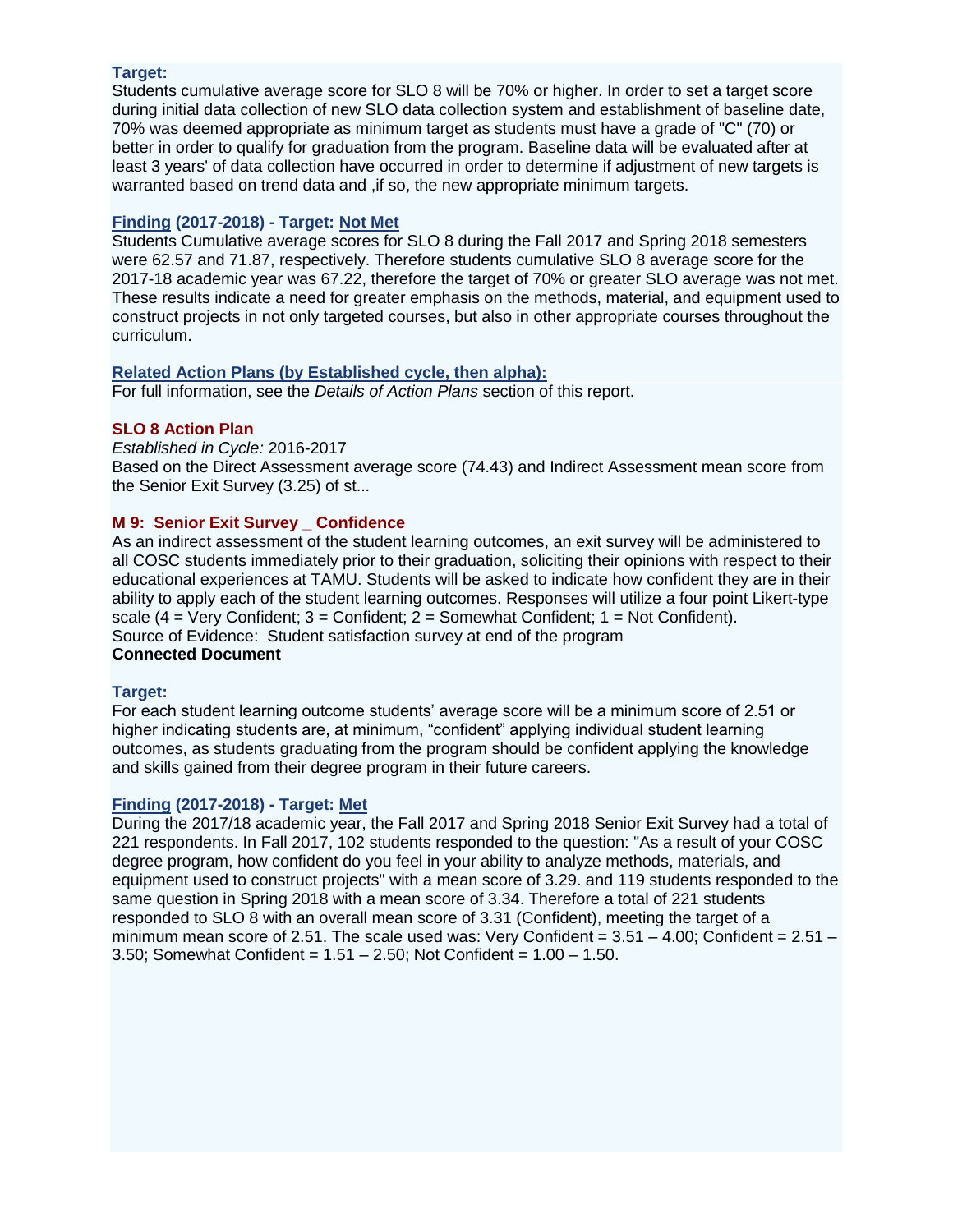**Target:**
Students cumulative average score for SLO 8 will be 70% or higher. In order to set a target score during initial data collection of new SLO data collection system and establishment of baseline date, 70% was deemed appropriate as minimum target as students must have a grade of "C" (70) or better in order to qualify for graduation from the program. Baseline data will be evaluated after at least 3 years' of data collection have occurred in order to determine if adjustment of new targets is warranted based on trend data and ,if so, the new appropriate minimum targets.

**Finding (2017-2018) - Target: Not Met**
Students Cumulative average scores for SLO 8 during the Fall 2017 and Spring 2018 semesters were 62.57 and 71.87, respectively. Therefore students cumulative SLO 8 average score for the 2017-18 academic year was 67.22, therefore the target of 70% or greater SLO average was not met. These results indicate a need for greater emphasis on the methods, material, and equipment used to construct projects in not only targeted courses, but also in other appropriate courses throughout the curriculum.

**Related Action Plans (by Established cycle, then alpha):**
For full information, see the *Details of Action Plans* section of this report.

**SLO 8 Action Plan**
*Established in Cycle:* 2016-2017
Based on the Direct Assessment average score (74.43) and Indirect Assessment mean score from the Senior Exit Survey (3.25) of st...

**M 9: Senior Exit Survey _ Confidence**
As an indirect assessment of the student learning outcomes, an exit survey will be administered to all COSC students immediately prior to their graduation, soliciting their opinions with respect to their educational experiences at TAMU. Students will be asked to indicate how confident they are in their ability to apply each of the student learning outcomes. Responses will utilize a four point Likert-type scale (4 = Very Confident; 3 = Confident; 2 = Somewhat Confident; 1 = Not Confident).
Source of Evidence: Student satisfaction survey at end of the program
**Connected Document**

**Target:**
For each student learning outcome students' average score will be a minimum score of 2.51 or higher indicating students are, at minimum, "confident" applying individual student learning outcomes, as students graduating from the program should be confident applying the knowledge and skills gained from their degree program in their future careers.

**Finding (2017-2018) - Target: Met**
During the 2017/18 academic year, the Fall 2017 and Spring 2018 Senior Exit Survey had a total of 221 respondents. In Fall 2017, 102 students responded to the question: "As a result of your COSC degree program, how confident do you feel in your ability to analyze methods, materials, and equipment used to construct projects" with a mean score of 3.29. and 119 students responded to the same question in Spring 2018 with a mean score of 3.34. Therefore a total of 221 students responded to SLO 8 with an overall mean score of 3.31 (Confident), meeting the target of a minimum mean score of 2.51. The scale used was: Very Confident = 3.51 – 4.00; Confident = 2.51 – 3.50; Somewhat Confident = 1.51 – 2.50; Not Confident = 1.00 – 1.50.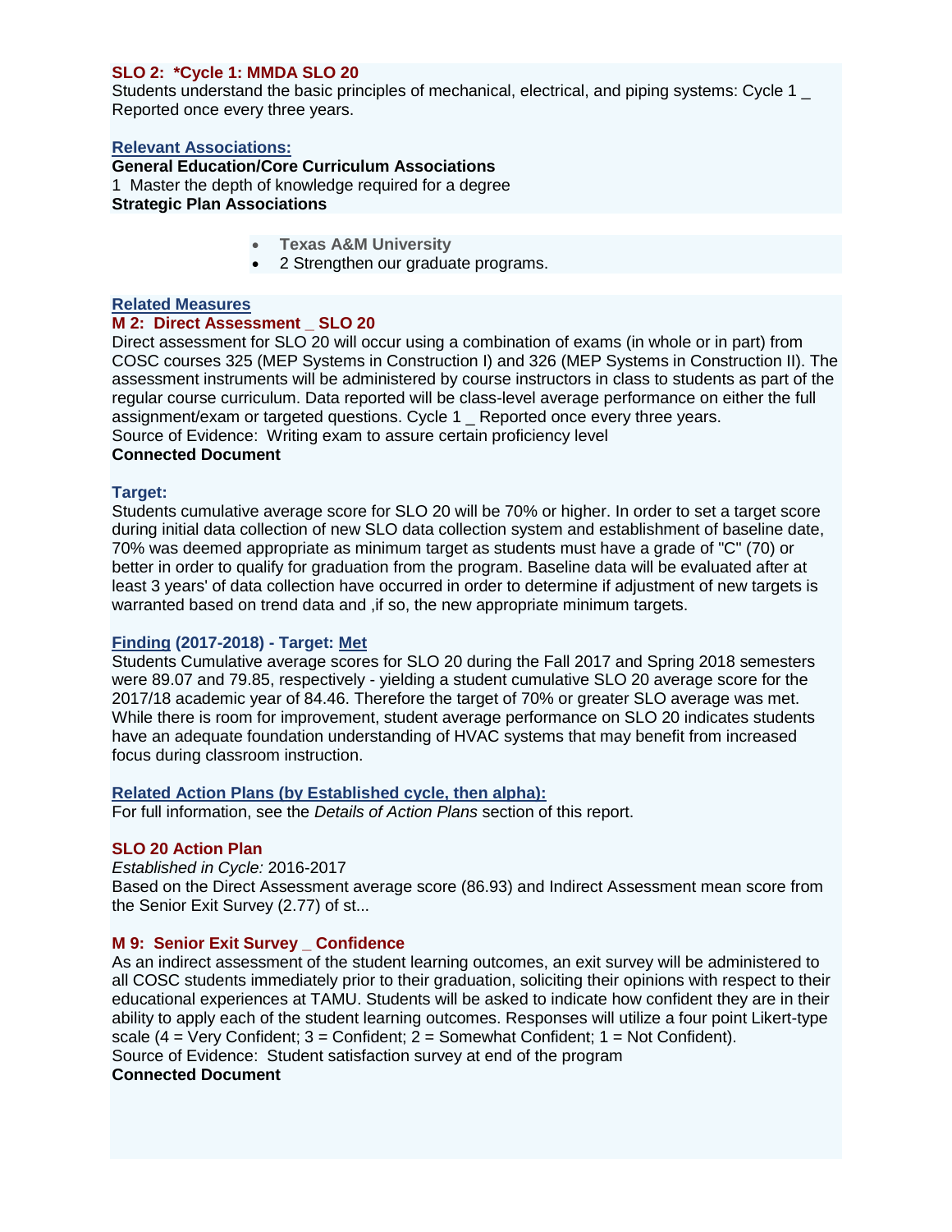**SLO 2: *Cycle 1: MMDA SLO 20**

Students understand the basic principles of mechanical, electrical, and piping systems: Cycle 1 _ Reported once every three years.

**Relevant Associations:**

**General Education/Core Curriculum Associations**

1 Master the depth of knowledge required for a degree

**Strategic Plan Associations**

- **Texas A&M University**
- 2 Strengthen our graduate programs.

**Related Measures**

**M 2: Direct Assessment _ SLO 20**

Direct assessment for SLO 20 will occur using a combination of exams (in whole or in part) from COSC courses 325 (MEP Systems in Construction I) and 326 (MEP Systems in Construction II). The assessment instruments will be administered by course instructors in class to students as part of the regular course curriculum. Data reported will be class-level average performance on either the full assignment/exam or targeted questions. Cycle 1 _ Reported once every three years.

Source of Evidence: Writing exam to assure certain proficiency level

**Connected Document**

**Target:**

Students cumulative average score for SLO 20 will be 70% or higher. In order to set a target score during initial data collection of new SLO data collection system and establishment of baseline date, 70% was deemed appropriate as minimum target as students must have a grade of "C" (70) or better in order to qualify for graduation from the program. Baseline data will be evaluated after at least 3 years' of data collection have occurred in order to determine if adjustment of new targets is warranted based on trend data and ,if so, the new appropriate minimum targets.

**Finding (2017-2018) - Target: Met**

Students Cumulative average scores for SLO 20 during the Fall 2017 and Spring 2018 semesters were 89.07 and 79.85, respectively - yielding a student cumulative SLO 20 average score for the 2017/18 academic year of 84.46. Therefore the target of 70% or greater SLO average was met. While there is room for improvement, student average performance on SLO 20 indicates students have an adequate foundation understanding of HVAC systems that may benefit from increased focus during classroom instruction.

**Related Action Plans (by Established cycle, then alpha):**

For full information, see the *Details of Action Plans* section of this report.

**SLO 20 Action Plan**

*Established in Cycle:* 2016-2017

Based on the Direct Assessment average score (86.93) and Indirect Assessment mean score from the Senior Exit Survey (2.77) of st...

**M 9: Senior Exit Survey _ Confidence**

As an indirect assessment of the student learning outcomes, an exit survey will be administered to all COSC students immediately prior to their graduation, soliciting their opinions with respect to their educational experiences at TAMU. Students will be asked to indicate how confident they are in their ability to apply each of the student learning outcomes. Responses will utilize a four point Likert-type scale (4 = Very Confident; 3 = Confident; 2 = Somewhat Confident; 1 = Not Confident).

Source of Evidence: Student satisfaction survey at end of the program

**Connected Document**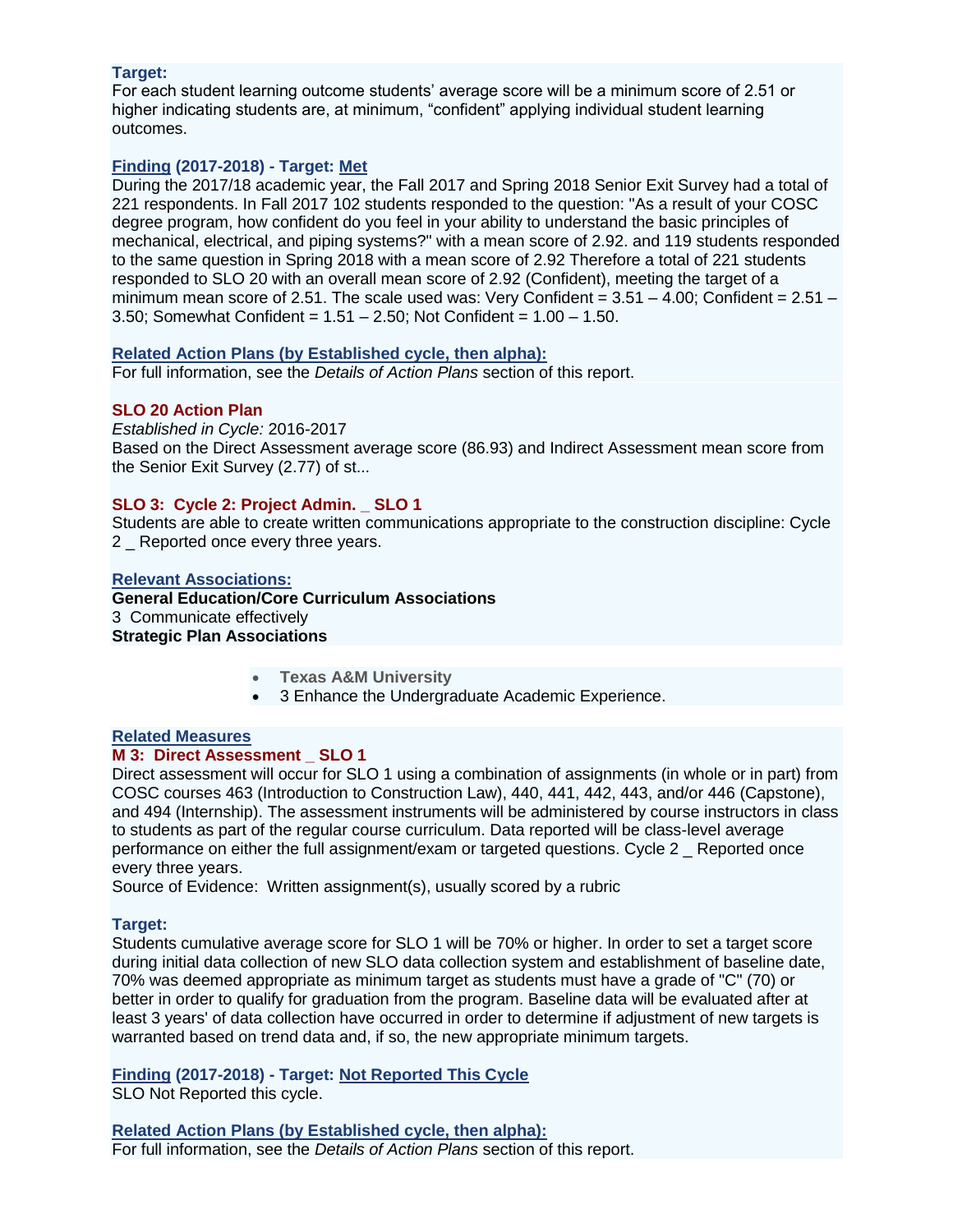**Target:**
For each student learning outcome students' average score will be a minimum score of 2.51 or higher indicating students are, at minimum, "confident" applying individual student learning outcomes.

**Finding (2017-2018) - Target: Met**
During the 2017/18 academic year, the Fall 2017 and Spring 2018 Senior Exit Survey had a total of 221 respondents. In Fall 2017 102 students responded to the question: "As a result of your COSC degree program, how confident do you feel in your ability to understand the basic principles of mechanical, electrical, and piping systems?" with a mean score of 2.92. and 119 students responded to the same question in Spring 2018 with a mean score of 2.92 Therefore a total of 221 students responded to SLO 20 with an overall mean score of 2.92 (Confident), meeting the target of a minimum mean score of 2.51. The scale used was: Very Confident = 3.51 – 4.00; Confident = 2.51 – 3.50; Somewhat Confident = 1.51 – 2.50; Not Confident = 1.00 – 1.50.

**Related Action Plans (by Established cycle, then alpha):**
For full information, see the *Details of Action Plans* section of this report.

**SLO 20 Action Plan**
*Established in Cycle:* 2016-2017
Based on the Direct Assessment average score (86.93) and Indirect Assessment mean score from the Senior Exit Survey (2.77) of st...

**SLO 3: Cycle 2: Project Admin. _ SLO 1**
Students are able to create written communications appropriate to the construction discipline: Cycle 2 _ Reported once every three years.

**Relevant Associations:**
**General Education/Core Curriculum Associations**
3 Communicate effectively
**Strategic Plan Associations**

- **Texas A&M University**
- 3 Enhance the Undergraduate Academic Experience.

**Related Measures**
**M 3: Direct Assessment _ SLO 1**
Direct assessment will occur for SLO 1 using a combination of assignments (in whole or in part) from COSC courses 463 (Introduction to Construction Law), 440, 441, 442, 443, and/or 446 (Capstone), and 494 (Internship). The assessment instruments will be administered by course instructors in class to students as part of the regular course curriculum. Data reported will be class-level average performance on either the full assignment/exam or targeted questions. Cycle 2 _ Reported once every three years.
Source of Evidence: Written assignment(s), usually scored by a rubric

**Target:**
Students cumulative average score for SLO 1 will be 70% or higher. In order to set a target score during initial data collection of new SLO data collection system and establishment of baseline date, 70% was deemed appropriate as minimum target as students must have a grade of "C" (70) or better in order to qualify for graduation from the program. Baseline data will be evaluated after at least 3 years' of data collection have occurred in order to determine if adjustment of new targets is warranted based on trend data and, if so, the new appropriate minimum targets.

**Finding (2017-2018) - Target: Not Reported This Cycle**
SLO Not Reported this cycle.

**Related Action Plans (by Established cycle, then alpha):**
For full information, see the *Details of Action Plans* section of this report.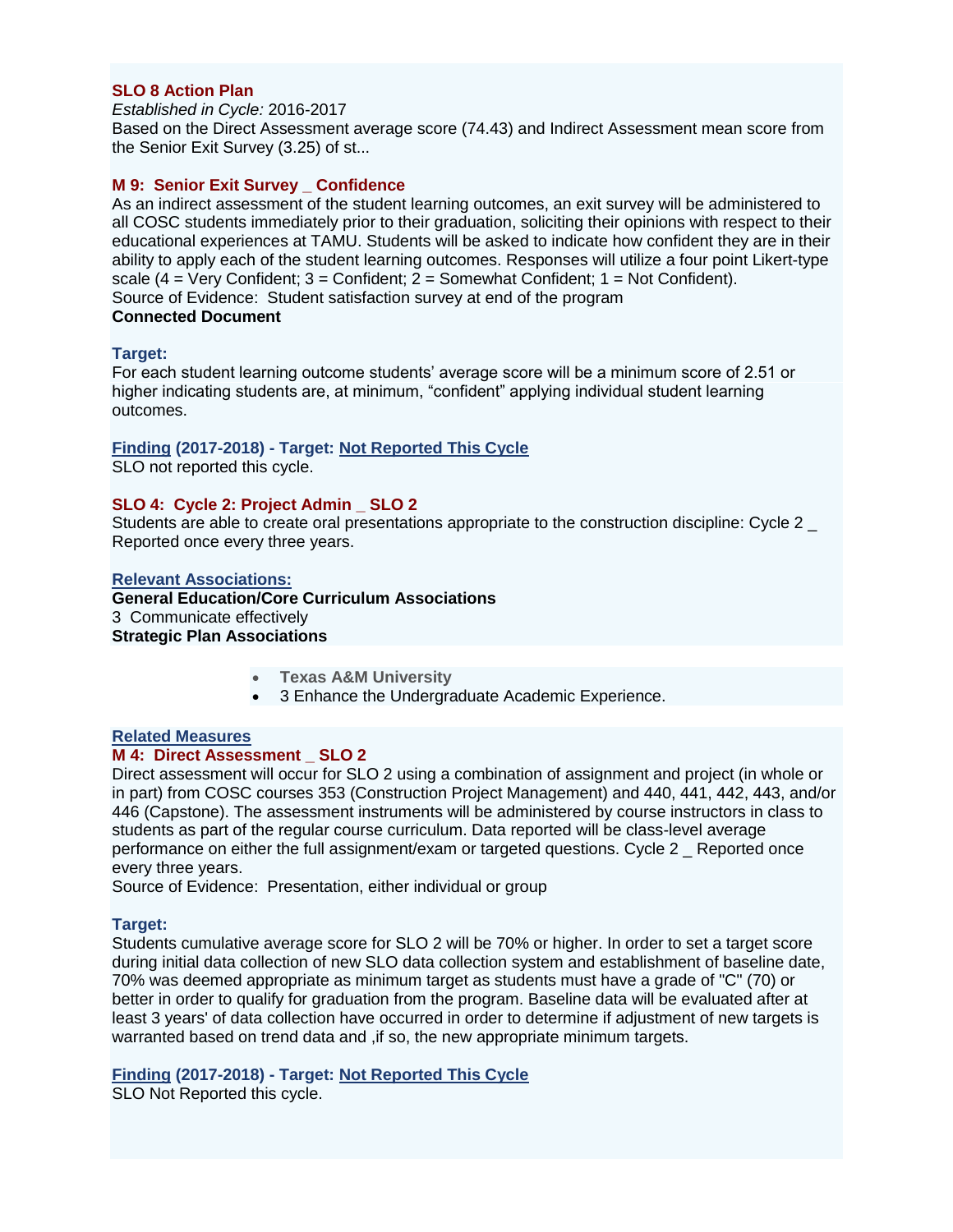#### SLO 8 Action Plan

*Established in Cycle:* 2016-2017
Based on the Direct Assessment average score (74.43) and Indirect Assessment mean score from the Senior Exit Survey (3.25) of st...

#### M 9: Senior Exit Survey _ Confidence

As an indirect assessment of the student learning outcomes, an exit survey will be administered to all COSC students immediately prior to their graduation, soliciting their opinions with respect to their educational experiences at TAMU. Students will be asked to indicate how confident they are in their ability to apply each of the student learning outcomes. Responses will utilize a four point Likert-type scale (4 = Very Confident; 3 = Confident; 2 = Somewhat Confident; 1 = Not Confident).
Source of Evidence: Student satisfaction survey at end of the program
**Connected Document**

**Target:**
For each student learning outcome students' average score will be a minimum score of 2.51 or higher indicating students are, at minimum, "confident" applying individual student learning outcomes.

**Finding (2017-2018) - Target: Not Reported This Cycle**
SLO not reported this cycle.

#### SLO 4: Cycle 2: Project Admin _ SLO 2

Students are able to create oral presentations appropriate to the construction discipline: Cycle 2 _ Reported once every three years.

**Relevant Associations:**
**General Education/Core Curriculum Associations**
3 Communicate effectively
**Strategic Plan Associations**

- **Texas A&M University**
- 3 Enhance the Undergraduate Academic Experience.

**Related Measures**

#### M 4: Direct Assessment _ SLO 2

Direct assessment will occur for SLO 2 using a combination of assignment and project (in whole or in part) from COSC courses 353 (Construction Project Management) and 440, 441, 442, 443, and/or 446 (Capstone). The assessment instruments will be administered by course instructors in class to students as part of the regular course curriculum. Data reported will be class-level average performance on either the full assignment/exam or targeted questions. Cycle 2 _ Reported once every three years.
Source of Evidence: Presentation, either individual or group

**Target:**
Students cumulative average score for SLO 2 will be 70% or higher. In order to set a target score during initial data collection of new SLO data collection system and establishment of baseline date, 70% was deemed appropriate as minimum target as students must have a grade of "C" (70) or better in order to qualify for graduation from the program. Baseline data will be evaluated after at least 3 years' of data collection have occurred in order to determine if adjustment of new targets is warranted based on trend data and ,if so, the new appropriate minimum targets.

**Finding (2017-2018) - Target: Not Reported This Cycle**
SLO Not Reported this cycle.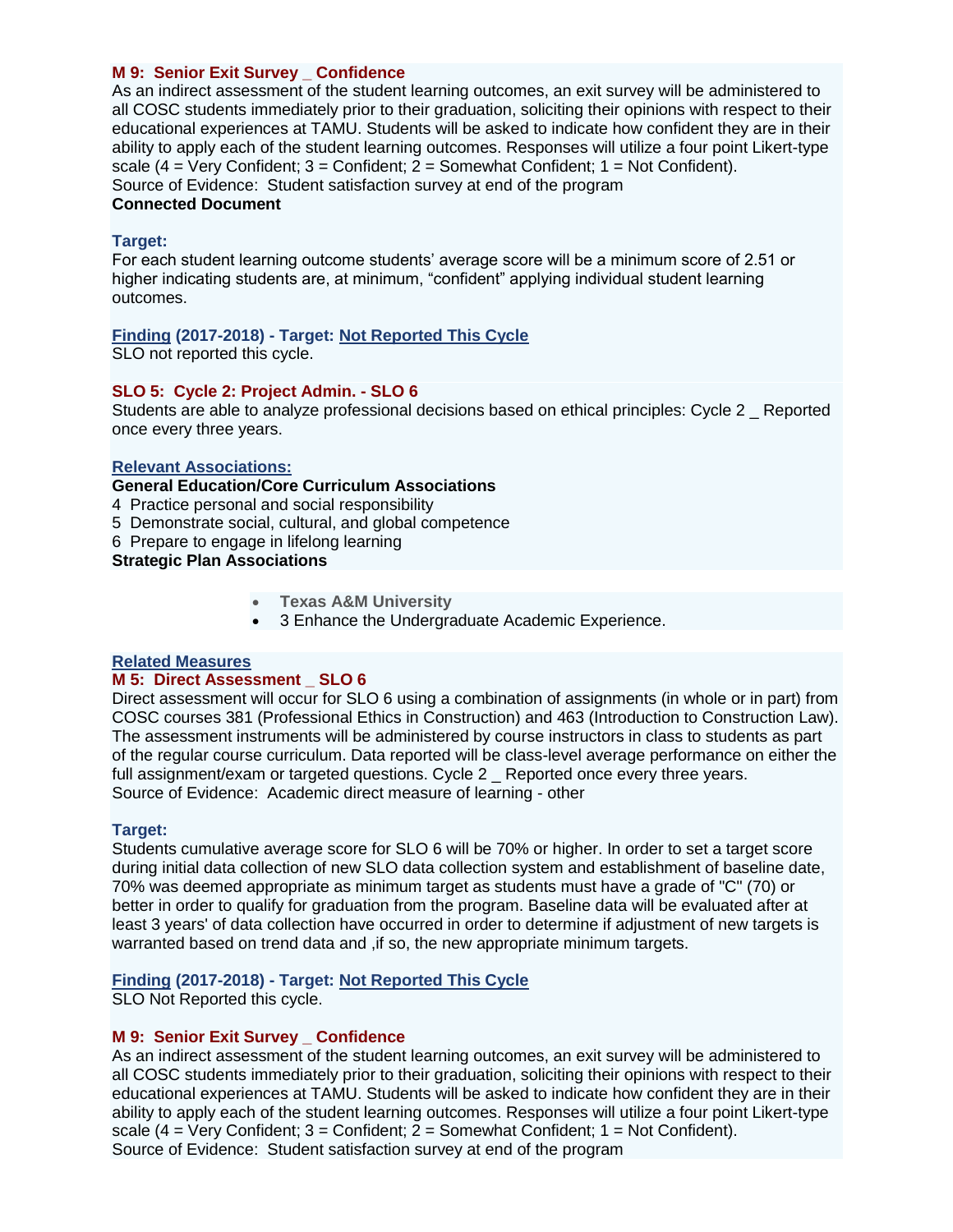**M 9: Senior Exit Survey _ Confidence**

As an indirect assessment of the student learning outcomes, an exit survey will be administered to all COSC students immediately prior to their graduation, soliciting their opinions with respect to their educational experiences at TAMU. Students will be asked to indicate how confident they are in their ability to apply each of the student learning outcomes. Responses will utilize a four point Likert-type scale (4 = Very Confident; 3 = Confident; 2 = Somewhat Confident; 1 = Not Confident).
Source of Evidence: Student satisfaction survey at end of the program

**Connected Document**

**Target:**

For each student learning outcome students' average score will be a minimum score of 2.51 or higher indicating students are, at minimum, "confident" applying individual student learning outcomes.

**Finding (2017-2018) - Target: Not Reported This Cycle**

SLO not reported this cycle.

**SLO 5: Cycle 2: Project Admin. - SLO 6**

Students are able to analyze professional decisions based on ethical principles: Cycle 2 _ Reported once every three years.

**Relevant Associations:**

**General Education/Core Curriculum Associations**

4 Practice personal and social responsibility
5 Demonstrate social, cultural, and global competence
6 Prepare to engage in lifelong learning

**Strategic Plan Associations**

- **Texas A&M University**
- 3 Enhance the Undergraduate Academic Experience.

**Related Measures**

**M 5: Direct Assessment _ SLO 6**

Direct assessment will occur for SLO 6 using a combination of assignments (in whole or in part) from COSC courses 381 (Professional Ethics in Construction) and 463 (Introduction to Construction Law). The assessment instruments will be administered by course instructors in class to students as part of the regular course curriculum. Data reported will be class-level average performance on either the full assignment/exam or targeted questions. Cycle 2 _ Reported once every three years.
Source of Evidence: Academic direct measure of learning - other

**Target:**

Students cumulative average score for SLO 6 will be 70% or higher. In order to set a target score during initial data collection of new SLO data collection system and establishment of baseline date, 70% was deemed appropriate as minimum target as students must have a grade of "C" (70) or better in order to qualify for graduation from the program. Baseline data will be evaluated after at least 3 years' of data collection have occurred in order to determine if adjustment of new targets is warranted based on trend data and ,if so, the new appropriate minimum targets.

**Finding (2017-2018) - Target: Not Reported This Cycle**

SLO Not Reported this cycle.

**M 9: Senior Exit Survey _ Confidence**

As an indirect assessment of the student learning outcomes, an exit survey will be administered to all COSC students immediately prior to their graduation, soliciting their opinions with respect to their educational experiences at TAMU. Students will be asked to indicate how confident they are in their ability to apply each of the student learning outcomes. Responses will utilize a four point Likert-type scale (4 = Very Confident; 3 = Confident; 2 = Somewhat Confident; 1 = Not Confident).
Source of Evidence: Student satisfaction survey at end of the program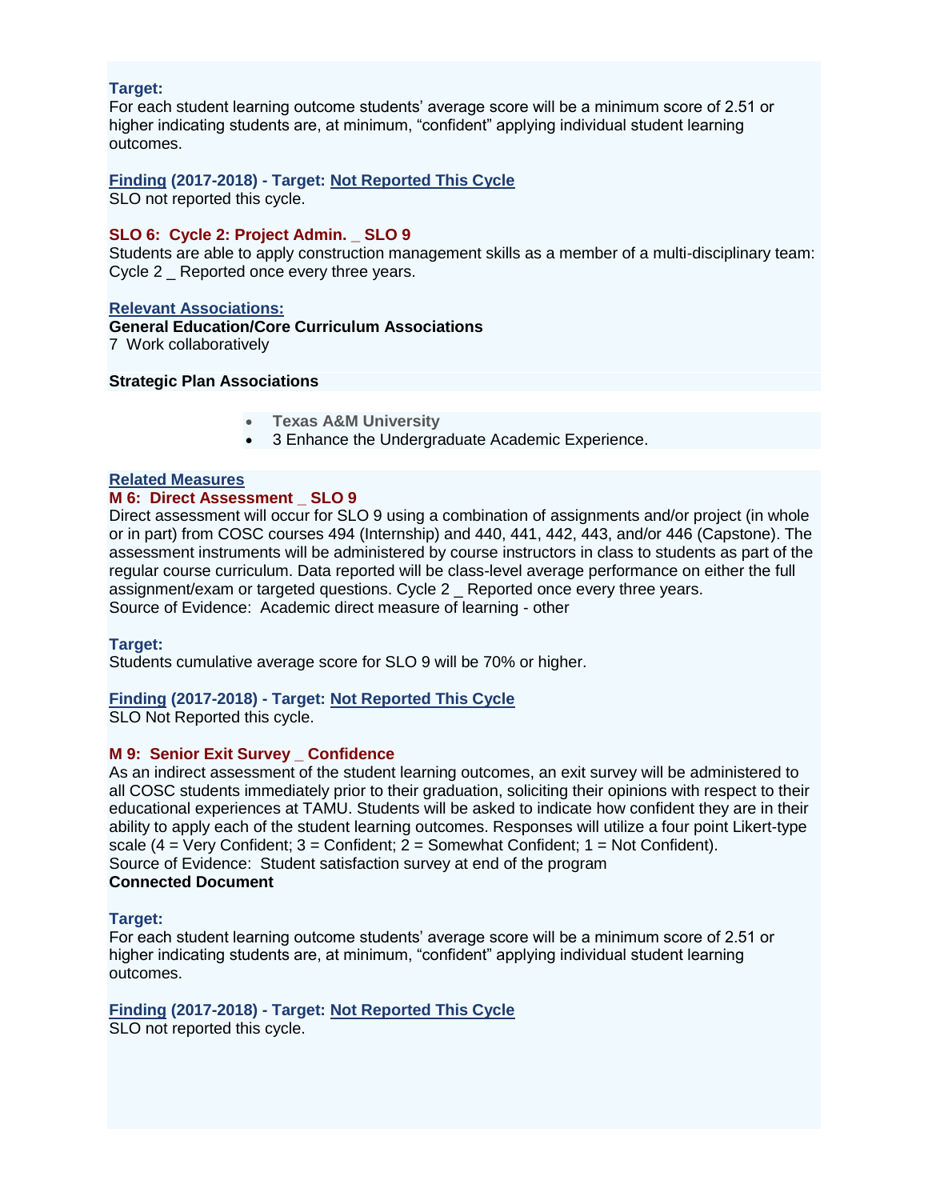**Target:**
For each student learning outcome students' average score will be a minimum score of 2.51 or higher indicating students are, at minimum, "confident" applying individual student learning outcomes.

**Finding (2017-2018) - Target: Not Reported This Cycle**
SLO not reported this cycle.

### SLO 6: Cycle 2: Project Admin. _ SLO 9

Students are able to apply construction management skills as a member of a multi-disciplinary team: Cycle 2 _ Reported once every three years.

**Relevant Associations:**

**General Education/Core Curriculum Associations**
7 Work collaboratively

**Strategic Plan Associations**

- **Texas A&M University**
- 3 Enhance the Undergraduate Academic Experience.

**Related Measures**

**M 6: Direct Assessment _ SLO 9**
Direct assessment will occur for SLO 9 using a combination of assignments and/or project (in whole or in part) from COSC courses 494 (Internship) and 440, 441, 442, 443, and/or 446 (Capstone). The assessment instruments will be administered by course instructors in class to students as part of the regular course curriculum. Data reported will be class-level average performance on either the full assignment/exam or targeted questions. Cycle 2 _ Reported once every three years.
Source of Evidence: Academic direct measure of learning - other

**Target:**
Students cumulative average score for SLO 9 will be 70% or higher.

**Finding (2017-2018) - Target: Not Reported This Cycle**
SLO Not Reported this cycle.

**M 9: Senior Exit Survey _ Confidence**
As an indirect assessment of the student learning outcomes, an exit survey will be administered to all COSC students immediately prior to their graduation, soliciting their opinions with respect to their educational experiences at TAMU. Students will be asked to indicate how confident they are in their ability to apply each of the student learning outcomes. Responses will utilize a four point Likert-type scale (4 = Very Confident; 3 = Confident; 2 = Somewhat Confident; 1 = Not Confident).
Source of Evidence: Student satisfaction survey at end of the program
**Connected Document**

**Target:**
For each student learning outcome students' average score will be a minimum score of 2.51 or higher indicating students are, at minimum, "confident" applying individual student learning outcomes.

**Finding (2017-2018) - Target: Not Reported This Cycle**
SLO not reported this cycle.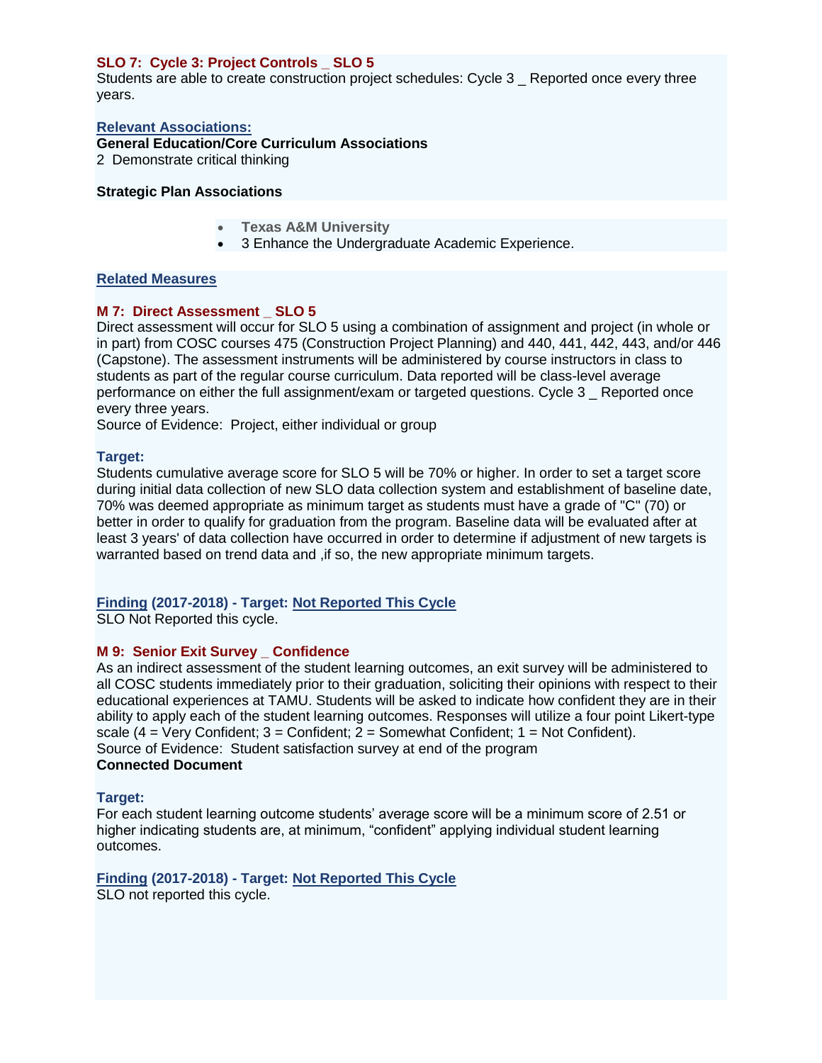**SLO 7: Cycle 3: Project Controls _ SLO 5**
Students are able to create construction project schedules: Cycle 3 _ Reported once every three years.

**Relevant Associations:**
**General Education/Core Curriculum Associations**
2 Demonstrate critical thinking

**Strategic Plan Associations**

- **Texas A&M University**
- 3 Enhance the Undergraduate Academic Experience.

**Related Measures**

**M 7: Direct Assessment _ SLO 5**
Direct assessment will occur for SLO 5 using a combination of assignment and project (in whole or in part) from COSC courses 475 (Construction Project Planning) and 440, 441, 442, 443, and/or 446 (Capstone). The assessment instruments will be administered by course instructors in class to students as part of the regular course curriculum. Data reported will be class-level average performance on either the full assignment/exam or targeted questions. Cycle 3 _ Reported once every three years.
Source of Evidence: Project, either individual or group

**Target:**
Students cumulative average score for SLO 5 will be 70% or higher. In order to set a target score during initial data collection of new SLO data collection system and establishment of baseline date, 70% was deemed appropriate as minimum target as students must have a grade of "C" (70) or better in order to qualify for graduation from the program. Baseline data will be evaluated after at least 3 years' of data collection have occurred in order to determine if adjustment of new targets is warranted based on trend data and ,if so, the new appropriate minimum targets.

**Finding (2017-2018) - Target: Not Reported This Cycle**
SLO Not Reported this cycle.

**M 9: Senior Exit Survey _ Confidence**
As an indirect assessment of the student learning outcomes, an exit survey will be administered to all COSC students immediately prior to their graduation, soliciting their opinions with respect to their educational experiences at TAMU. Students will be asked to indicate how confident they are in their ability to apply each of the student learning outcomes. Responses will utilize a four point Likert-type scale (4 = Very Confident; 3 = Confident; 2 = Somewhat Confident; 1 = Not Confident).
Source of Evidence: Student satisfaction survey at end of the program
**Connected Document**

**Target:**
For each student learning outcome students' average score will be a minimum score of 2.51 or higher indicating students are, at minimum, "confident" applying individual student learning outcomes.

**Finding (2017-2018) - Target: Not Reported This Cycle**
SLO not reported this cycle.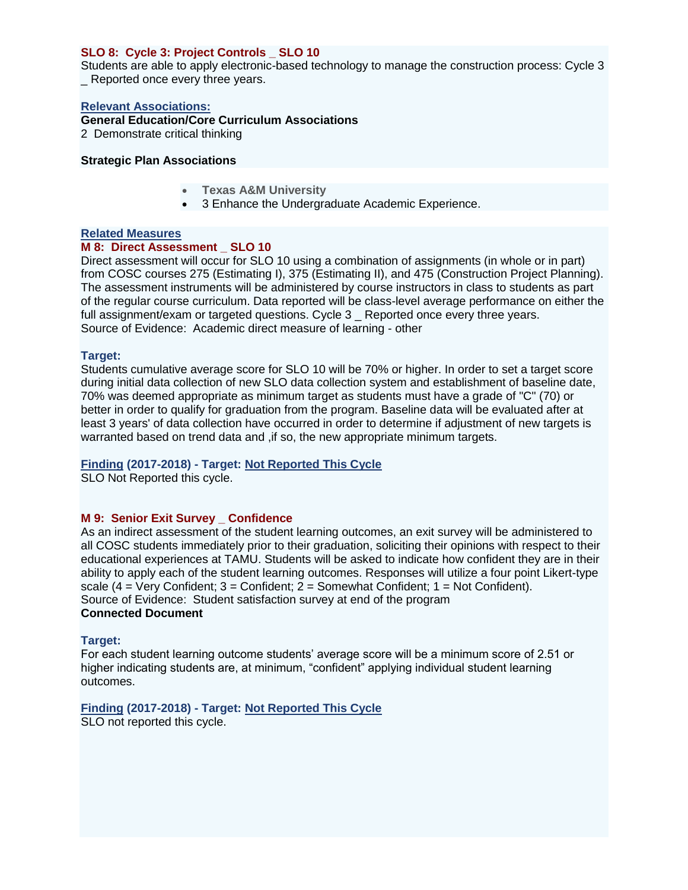### SLO 8: Cycle 3: Project Controls _ SLO 10

Students are able to apply electronic-based technology to manage the construction process: Cycle 3 _ Reported once every three years.

**Relevant Associations:**

**General Education/Core Curriculum Associations**

2 Demonstrate critical thinking

**Strategic Plan Associations**

- **Texas A&M University**
- 3 Enhance the Undergraduate Academic Experience.

**Related Measures**

#### M 8: Direct Assessment _ SLO 10

Direct assessment will occur for SLO 10 using a combination of assignments (in whole or in part) from COSC courses 275 (Estimating I), 375 (Estimating II), and 475 (Construction Project Planning). The assessment instruments will be administered by course instructors in class to students as part of the regular course curriculum. Data reported will be class-level average performance on either the full assignment/exam or targeted questions. Cycle 3 _ Reported once every three years.
Source of Evidence: Academic direct measure of learning - other

**Target:**

Students cumulative average score for SLO 10 will be 70% or higher. In order to set a target score during initial data collection of new SLO data collection system and establishment of baseline date, 70% was deemed appropriate as minimum target as students must have a grade of "C" (70) or better in order to qualify for graduation from the program. Baseline data will be evaluated after at least 3 years' of data collection have occurred in order to determine if adjustment of new targets is warranted based on trend data and ,if so, the new appropriate minimum targets.

**Finding (2017-2018) - Target: Not Reported This Cycle**

SLO Not Reported this cycle.

#### M 9: Senior Exit Survey _ Confidence

As an indirect assessment of the student learning outcomes, an exit survey will be administered to all COSC students immediately prior to their graduation, soliciting their opinions with respect to their educational experiences at TAMU. Students will be asked to indicate how confident they are in their ability to apply each of the student learning outcomes. Responses will utilize a four point Likert-type scale (4 = Very Confident; 3 = Confident; 2 = Somewhat Confident; 1 = Not Confident).
Source of Evidence: Student satisfaction survey at end of the program

**Connected Document**

**Target:**

For each student learning outcome students' average score will be a minimum score of 2.51 or higher indicating students are, at minimum, "confident" applying individual student learning outcomes.

**Finding (2017-2018) - Target: Not Reported This Cycle**

SLO not reported this cycle.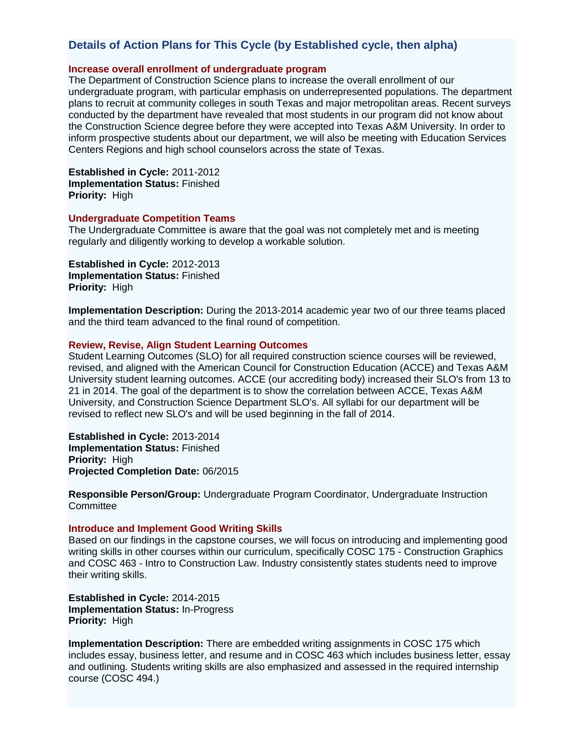## Details of Action Plans for This Cycle (by Established cycle, then alpha)

### Increase overall enrollment of undergraduate program

The Department of Construction Science plans to increase the overall enrollment of our undergraduate program, with particular emphasis on underrepresented populations. The department plans to recruit at community colleges in south Texas and major metropolitan areas. Recent surveys conducted by the department have revealed that most students in our program did not know about the Construction Science degree before they were accepted into Texas A&M University. In order to inform prospective students about our department, we will also be meeting with Education Services Centers Regions and high school counselors across the state of Texas.

**Established in Cycle:** 2011-2012
**Implementation Status:** Finished
**Priority:** High

### Undergraduate Competition Teams

The Undergraduate Committee is aware that the goal was not completely met and is meeting regularly and diligently working to develop a workable solution.

**Established in Cycle:** 2012-2013
**Implementation Status:** Finished
**Priority:** High

**Implementation Description:** During the 2013-2014 academic year two of our three teams placed and the third team advanced to the final round of competition.

### Review, Revise, Align Student Learning Outcomes

Student Learning Outcomes (SLO) for all required construction science courses will be reviewed, revised, and aligned with the American Council for Construction Education (ACCE) and Texas A&M University student learning outcomes. ACCE (our accrediting body) increased their SLO's from 13 to 21 in 2014. The goal of the department is to show the correlation between ACCE, Texas A&M University, and Construction Science Department SLO's. All syllabi for our department will be revised to reflect new SLO's and will be used beginning in the fall of 2014.

**Established in Cycle:** 2013-2014
**Implementation Status:** Finished
**Priority:** High
**Projected Completion Date:** 06/2015

**Responsible Person/Group:** Undergraduate Program Coordinator, Undergraduate Instruction Committee

### Introduce and Implement Good Writing Skills

Based on our findings in the capstone courses, we will focus on introducing and implementing good writing skills in other courses within our curriculum, specifically COSC 175 - Construction Graphics and COSC 463 - Intro to Construction Law. Industry consistently states students need to improve their writing skills.

**Established in Cycle:** 2014-2015
**Implementation Status:** In-Progress
**Priority:** High

**Implementation Description:** There are embedded writing assignments in COSC 175 which includes essay, business letter, and resume and in COSC 463 which includes business letter, essay and outlining. Students writing skills are also emphasized and assessed in the required internship course (COSC 494.)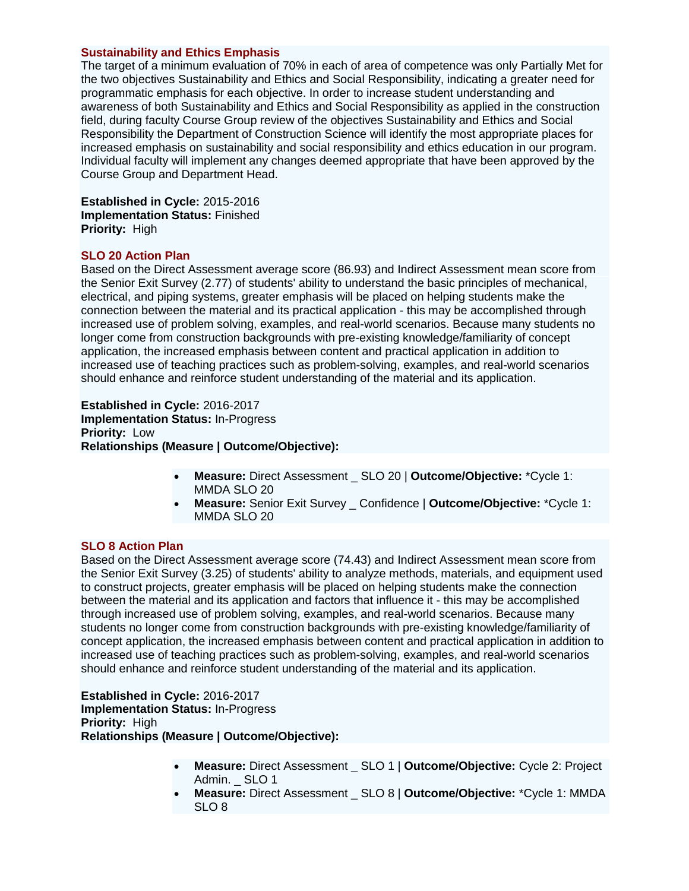### Sustainability and Ethics Emphasis

The target of a minimum evaluation of 70% in each of area of competence was only Partially Met for the two objectives Sustainability and Ethics and Social Responsibility, indicating a greater need for programmatic emphasis for each objective. In order to increase student understanding and awareness of both Sustainability and Ethics and Social Responsibility as applied in the construction field, during faculty Course Group review of the objectives Sustainability and Ethics and Social Responsibility the Department of Construction Science will identify the most appropriate places for increased emphasis on sustainability and social responsibility and ethics education in our program. Individual faculty will implement any changes deemed appropriate that have been approved by the Course Group and Department Head.

**Established in Cycle:** 2015-2016
**Implementation Status:** Finished
**Priority:** High

### SLO 20 Action Plan

Based on the Direct Assessment average score (86.93) and Indirect Assessment mean score from the Senior Exit Survey (2.77) of students' ability to understand the basic principles of mechanical, electrical, and piping systems, greater emphasis will be placed on helping students make the connection between the material and its practical application - this may be accomplished through increased use of problem solving, examples, and real-world scenarios. Because many students no longer come from construction backgrounds with pre-existing knowledge/familiarity of concept application, the increased emphasis between content and practical application in addition to increased use of teaching practices such as problem-solving, examples, and real-world scenarios should enhance and reinforce student understanding of the material and its application.

**Established in Cycle:** 2016-2017
**Implementation Status:** In-Progress
**Priority:** Low
**Relationships (Measure | Outcome/Objective):**

- **Measure:** Direct Assessment _ SLO 20 | **Outcome/Objective:** *Cycle 1: MMDA SLO 20
- **Measure:** Senior Exit Survey _ Confidence | **Outcome/Objective:** *Cycle 1: MMDA SLO 20

### SLO 8 Action Plan

Based on the Direct Assessment average score (74.43) and Indirect Assessment mean score from the Senior Exit Survey (3.25) of students' ability to analyze methods, materials, and equipment used to construct projects, greater emphasis will be placed on helping students make the connection between the material and its application and factors that influence it - this may be accomplished through increased use of problem solving, examples, and real-world scenarios. Because many students no longer come from construction backgrounds with pre-existing knowledge/familiarity of concept application, the increased emphasis between content and practical application in addition to increased use of teaching practices such as problem-solving, examples, and real-world scenarios should enhance and reinforce student understanding of the material and its application.

**Established in Cycle:** 2016-2017
**Implementation Status:** In-Progress
**Priority:** High
**Relationships (Measure | Outcome/Objective):**

- **Measure:** Direct Assessment _ SLO 1 | **Outcome/Objective:** Cycle 2: Project Admin. _ SLO 1
- **Measure:** Direct Assessment _ SLO 8 | **Outcome/Objective:** *Cycle 1: MMDA SLO 8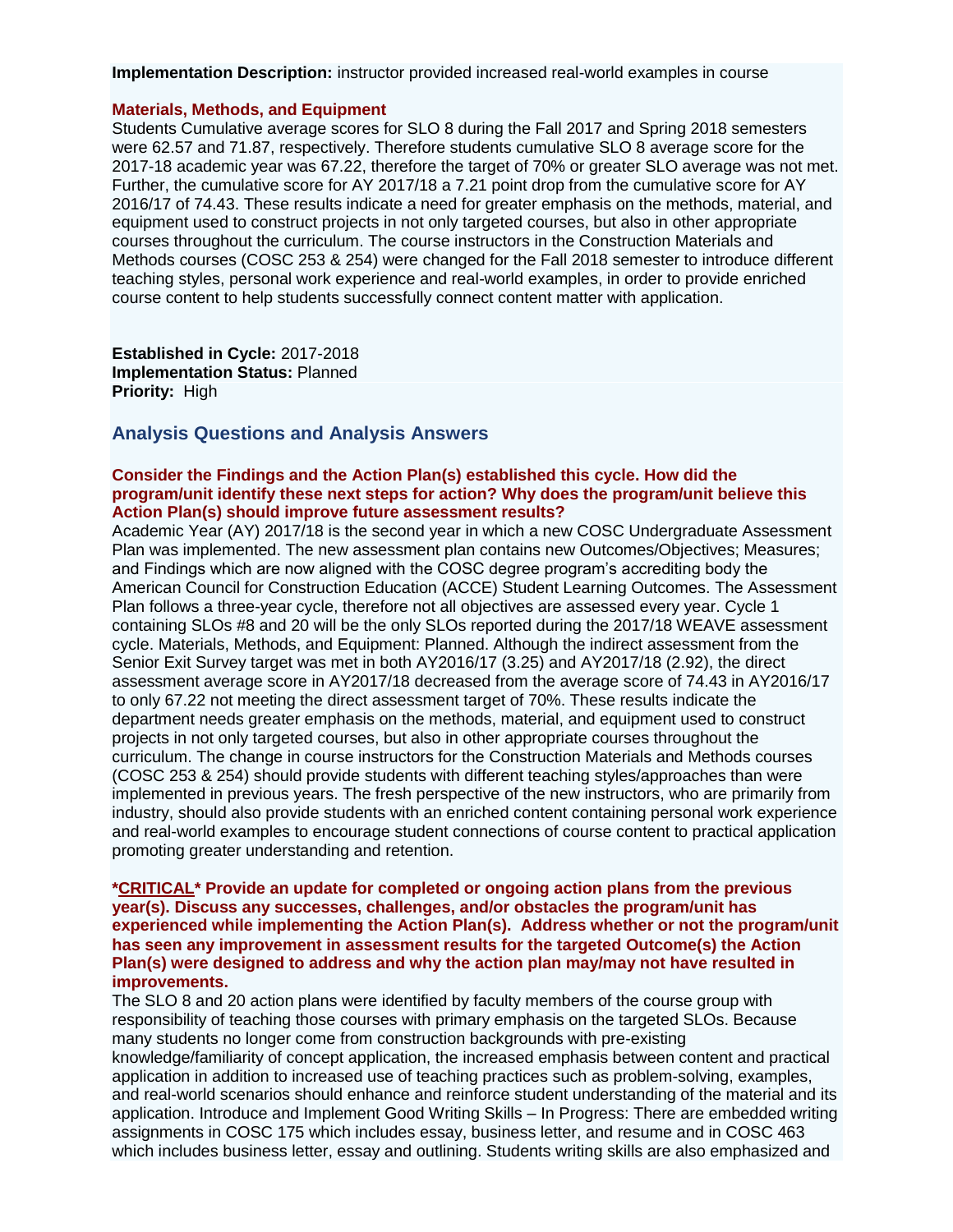**Implementation Description:** instructor provided increased real-world examples in course

**Materials, Methods, and Equipment**

Students Cumulative average scores for SLO 8 during the Fall 2017 and Spring 2018 semesters were 62.57 and 71.87, respectively. Therefore students cumulative SLO 8 average score for the 2017-18 academic year was 67.22, therefore the target of 70% or greater SLO average was not met. Further, the cumulative score for AY 2017/18 a 7.21 point drop from the cumulative score for AY 2016/17 of 74.43. These results indicate a need for greater emphasis on the methods, material, and equipment used to construct projects in not only targeted courses, but also in other appropriate courses throughout the curriculum. The course instructors in the Construction Materials and Methods courses (COSC 253 & 254) were changed for the Fall 2018 semester to introduce different teaching styles, personal work experience and real-world examples, in order to provide enriched course content to help students successfully connect content matter with application.

**Established in Cycle:** 2017-2018
**Implementation Status:** Planned
**Priority:** High

## Analysis Questions and Analysis Answers

**Consider the Findings and the Action Plan(s) established this cycle. How did the program/unit identify these next steps for action? Why does the program/unit believe this Action Plan(s) should improve future assessment results?**

Academic Year (AY) 2017/18 is the second year in which a new COSC Undergraduate Assessment Plan was implemented. The new assessment plan contains new Outcomes/Objectives; Measures; and Findings which are now aligned with the COSC degree program's accrediting body the American Council for Construction Education (ACCE) Student Learning Outcomes. The Assessment Plan follows a three-year cycle, therefore not all objectives are assessed every year. Cycle 1 containing SLOs #8 and 20 will be the only SLOs reported during the 2017/18 WEAVE assessment cycle. Materials, Methods, and Equipment: Planned. Although the indirect assessment from the Senior Exit Survey target was met in both AY2016/17 (3.25) and AY2017/18 (2.92), the direct assessment average score in AY2017/18 decreased from the average score of 74.43 in AY2016/17 to only 67.22 not meeting the direct assessment target of 70%. These results indicate the department needs greater emphasis on the methods, material, and equipment used to construct projects in not only targeted courses, but also in other appropriate courses throughout the curriculum. The change in course instructors for the Construction Materials and Methods courses (COSC 253 & 254) should provide students with different teaching styles/approaches than were implemented in previous years. The fresh perspective of the new instructors, who are primarily from industry, should also provide students with an enriched content containing personal work experience and real-world examples to encourage student connections of course content to practical application promoting greater understanding and retention.

**\*CRITICAL\* Provide an update for completed or ongoing action plans from the previous year(s). Discuss any successes, challenges, and/or obstacles the program/unit has experienced while implementing the Action Plan(s). Address whether or not the program/unit has seen any improvement in assessment results for the targeted Outcome(s) the Action Plan(s) were designed to address and why the action plan may/may not have resulted in improvements.**

The SLO 8 and 20 action plans were identified by faculty members of the course group with responsibility of teaching those courses with primary emphasis on the targeted SLOs. Because many students no longer come from construction backgrounds with pre-existing knowledge/familiarity of concept application, the increased emphasis between content and practical application in addition to increased use of teaching practices such as problem-solving, examples, and real-world scenarios should enhance and reinforce student understanding of the material and its application. Introduce and Implement Good Writing Skills – In Progress: There are embedded writing assignments in COSC 175 which includes essay, business letter, and resume and in COSC 463 which includes business letter, essay and outlining. Students writing skills are also emphasized and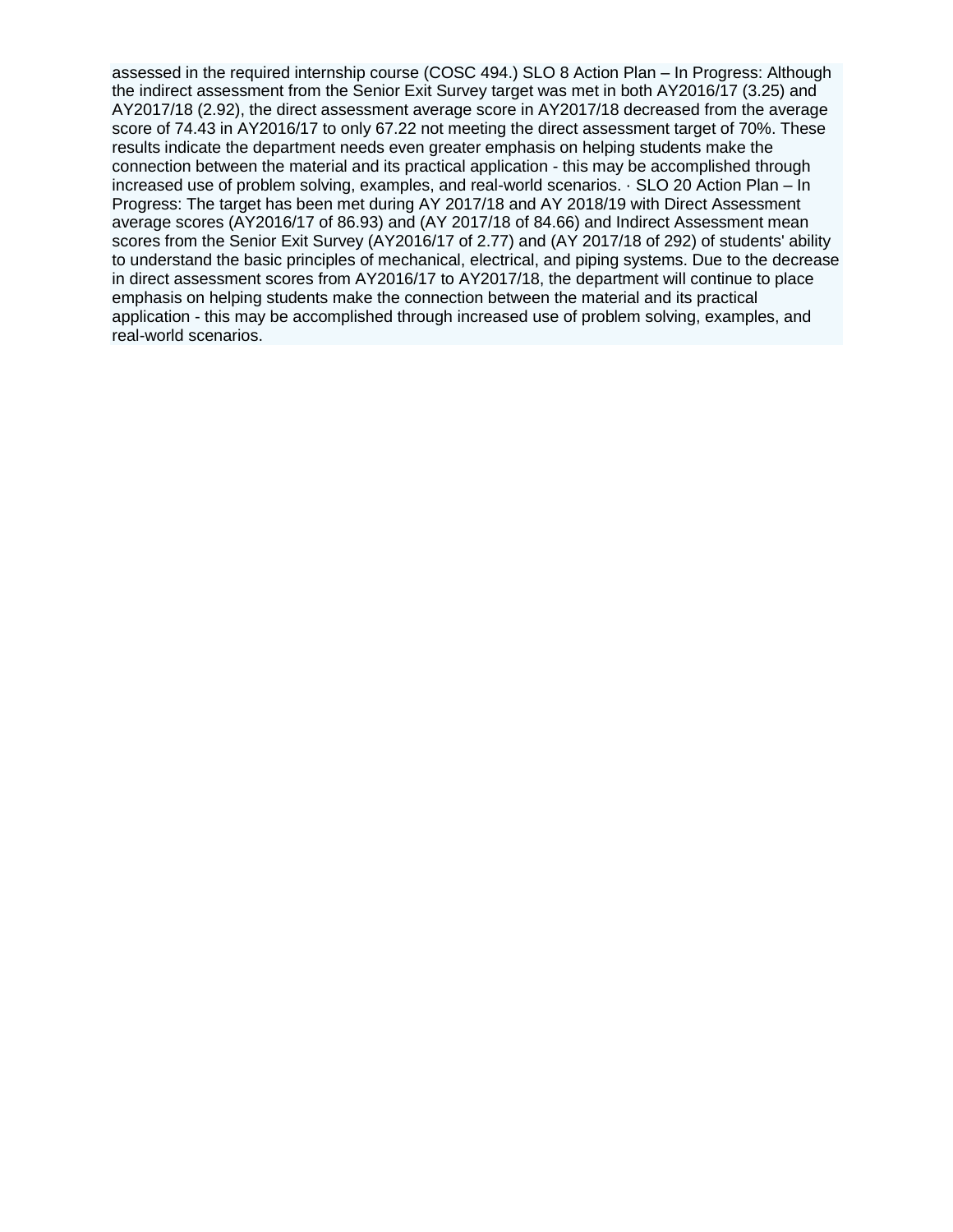assessed in the required internship course (COSC 494.) SLO 8 Action Plan – In Progress: Although the indirect assessment from the Senior Exit Survey target was met in both AY2016/17 (3.25) and AY2017/18 (2.92), the direct assessment average score in AY2017/18 decreased from the average score of 74.43 in AY2016/17 to only 67.22 not meeting the direct assessment target of 70%. These results indicate the department needs even greater emphasis on helping students make the connection between the material and its practical application - this may be accomplished through increased use of problem solving, examples, and real-world scenarios. · SLO 20 Action Plan – In Progress: The target has been met during AY 2017/18 and AY 2018/19 with Direct Assessment average scores (AY2016/17 of 86.93) and (AY 2017/18 of 84.66) and Indirect Assessment mean scores from the Senior Exit Survey (AY2016/17 of 2.77) and (AY 2017/18 of 292) of students' ability to understand the basic principles of mechanical, electrical, and piping systems. Due to the decrease in direct assessment scores from AY2016/17 to AY2017/18, the department will continue to place emphasis on helping students make the connection between the material and its practical application - this may be accomplished through increased use of problem solving, examples, and real-world scenarios.